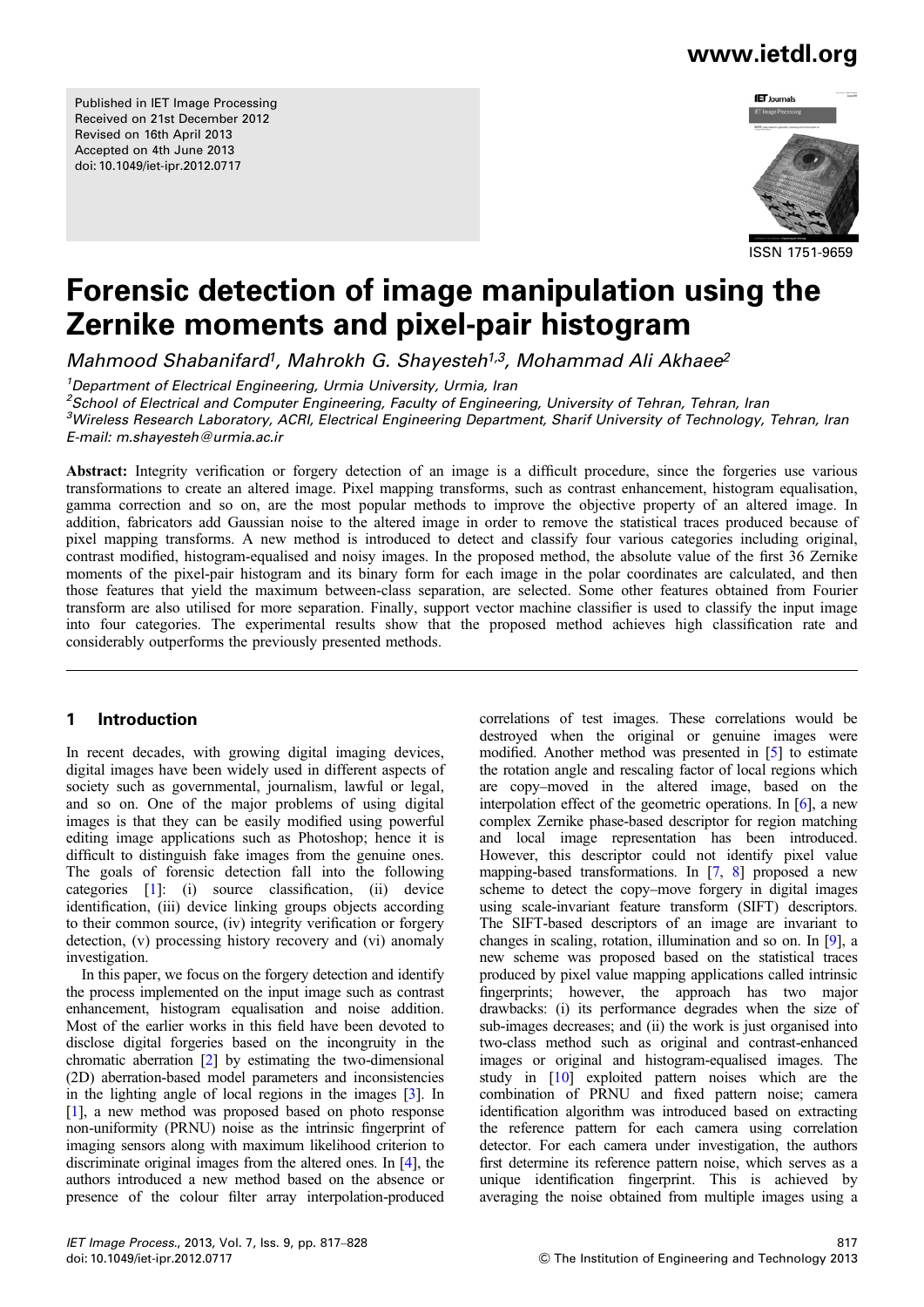Published in IET Image Processing
Received on 21st December 2012
Revised on 16th April 2013
Accepted on 4th June 2013
doi: 10.1049/iet-ipr.2012.0717

ISSN 1751-9659

# Forensic detection of image manipulation using the Zernike moments and pixel-pair histogram

*Mahmood Shabanifard[1], Mahrokh G. Shayesteh[1,3], Mohammad Ali Akhaee[2]*

[1]*Department of Electrical Engineering, Urmia University, Urmia, Iran*
[2]*School of Electrical and Computer Engineering, Faculty of Engineering, University of Tehran, Tehran, Iran*
[3]*Wireless Research Laboratory, ACRI, Electrical Engineering Department, Sharif University of Technology, Tehran, Iran*
*E-mail: m.shayesteh@urmia.ac.ir*

**Abstract:** Integrity verification or forgery detection of an image is a difficult procedure, since the forgeries use various transformations to create an altered image. Pixel mapping transforms, such as contrast enhancement, histogram equalisation, gamma correction and so on, are the most popular methods to improve the objective property of an altered image. In addition, fabricators add Gaussian noise to the altered image in order to remove the statistical traces produced because of pixel mapping transforms. A new method is introduced to detect and classify four various categories including original, contrast modified, histogram-equalised and noisy images. In the proposed method, the absolute value of the first 36 Zernike moments of the pixel-pair histogram and its binary form for each image in the polar coordinates are calculated, and then those features that yield the maximum between-class separation, are selected. Some other features obtained from Fourier transform are also utilised for more separation. Finally, support vector machine classifier is used to classify the input image into four categories. The experimental results show that the proposed method achieves high classification rate and considerably outperforms the previously presented methods.

## 1 Introduction

In recent decades, with growing digital imaging devices, digital images have been widely used in different aspects of society such as governmental, journalism, lawful or legal, and so on. One of the major problems of using digital images is that they can be easily modified using powerful editing image applications such as Photoshop; hence it is difficult to distinguish fake images from the genuine ones. The goals of forensic detection fall into the following categories [1]: (i) source classification, (ii) device identification, (iii) device linking groups objects according to their common source, (iv) integrity verification or forgery detection, (v) processing history recovery and (vi) anomaly investigation.

In this paper, we focus on the forgery detection and identify the process implemented on the input image such as contrast enhancement, histogram equalisation and noise addition. Most of the earlier works in this field have been devoted to disclose digital forgeries based on the incongruity in the chromatic aberration [2] by estimating the two-dimensional (2D) aberration-based model parameters and inconsistencies in the lighting angle of local regions in the images [3]. In [1], a new method was proposed based on photo response non-uniformity (PRNU) noise as the intrinsic fingerprint of imaging sensors along with maximum likelihood criterion to discriminate original images from the altered ones. In [4], the authors introduced a new method based on the absence or presence of the colour filter array interpolation-produced correlations of test images. These correlations would be destroyed when the original or genuine images were modified. Another method was presented in [5] to estimate the rotation angle and rescaling factor of local regions which are copy–moved in the altered image, based on the interpolation effect of the geometric operations. In [6], a new complex Zernike phase-based descriptor for region matching and local image representation has been introduced. However, this descriptor could not identify pixel value mapping-based transformations. In [7, 8] proposed a new scheme to detect the copy–move forgery in digital images using scale-invariant feature transform (SIFT) descriptors. The SIFT-based descriptors of an image are invariant to changes in scaling, rotation, illumination and so on. In [9], a new scheme was proposed based on the statistical traces produced by pixel value mapping applications called intrinsic fingerprints; however, the approach has two major drawbacks: (i) its performance degrades when the size of sub-images decreases; and (ii) the work is just organised into two-class method such as original and contrast-enhanced images or original and histogram-equalised images. The study in [10] exploited pattern noises which are the combination of PRNU and fixed pattern noise; camera identification algorithm was introduced based on extracting the reference pattern for each camera using correlation detector. For each camera under investigation, the authors first determine its reference pattern noise, which serves as a unique identification fingerprint. This is achieved by averaging the noise obtained from multiple images using a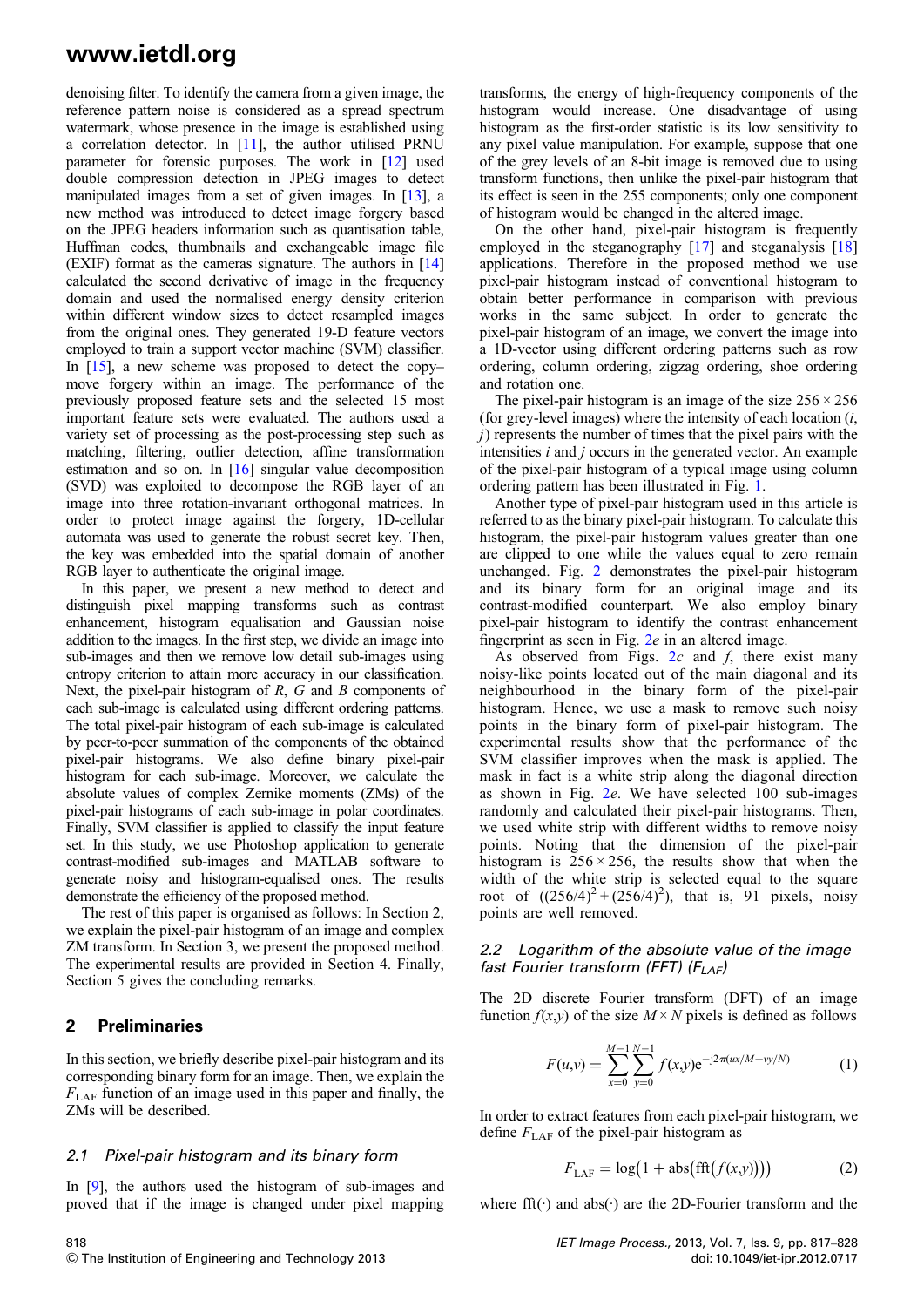denoising filter. To identify the camera from a given image, the reference pattern noise is considered as a spread spectrum watermark, whose presence in the image is established using a correlation detector. In [11], the author utilised PRNU parameter for forensic purposes. The work in [12] used double compression detection in JPEG images to detect manipulated images from a set of given images. In [13], a new method was introduced to detect image forgery based on the JPEG headers information such as quantisation table, Huffman codes, thumbnails and exchangeable image file (EXIF) format as the cameras signature. The authors in [14] calculated the second derivative of image in the frequency domain and used the normalised energy density criterion within different window sizes to detect resampled images from the original ones. They generated 19-D feature vectors employed to train a support vector machine (SVM) classifier. In [15], a new scheme was proposed to detect the copy–move forgery within an image. The performance of the previously proposed feature sets and the selected 15 most important feature sets were evaluated. The authors used a variety set of processing as the post-processing step such as matching, filtering, outlier detection, affine transformation estimation and so on. In [16] singular value decomposition (SVD) was exploited to decompose the RGB layer of an image into three rotation-invariant orthogonal matrices. In order to protect image against the forgery, 1D-cellular automata was used to generate the robust secret key. Then, the key was embedded into the spatial domain of another RGB layer to authenticate the original image.

In this paper, we present a new method to detect and distinguish pixel mapping transforms such as contrast enhancement, histogram equalisation and Gaussian noise addition to the images. In the first step, we divide an image into sub-images and then we remove low detail sub-images using entropy criterion to attain more accuracy in our classification. Next, the pixel-pair histogram of $R$, $G$ and $B$ components of each sub-image is calculated using different ordering patterns. The total pixel-pair histogram of each sub-image is calculated by peer-to-peer summation of the components of the obtained pixel-pair histograms. We also define binary pixel-pair histogram for each sub-image. Moreover, we calculate the absolute values of complex Zernike moments (ZMs) of the pixel-pair histograms of each sub-image in polar coordinates. Finally, SVM classifier is applied to classify the input feature set. In this study, we use Photoshop application to generate contrast-modified sub-images and MATLAB software to generate noisy and histogram-equalised ones. The results demonstrate the efficiency of the proposed method.

The rest of this paper is organised as follows: In Section 2, we explain the pixel-pair histogram of an image and complex ZM transform. In Section 3, we present the proposed method. The experimental results are provided in Section 4. Finally, Section 5 gives the concluding remarks.

## 2 Preliminaries

In this section, we briefly describe pixel-pair histogram and its corresponding binary form for an image. Then, we explain the $F_{\text{LAF}}$ function of an image used in this paper and finally, the ZMs will be described.

### 2.1 Pixel-pair histogram and its binary form

In [9], the authors used the histogram of sub-images and proved that if the image is changed under pixel mapping transforms, the energy of high-frequency components of the histogram would increase. One disadvantage of using histogram as the first-order statistic is its low sensitivity to any pixel value manipulation. For example, suppose that one of the grey levels of an 8-bit image is removed due to using transform functions, then unlike the pixel-pair histogram that its effect is seen in the 255 components; only one component of histogram would be changed in the altered image.

On the other hand, pixel-pair histogram is frequently employed in the steganography [17] and steganalysis [18] applications. Therefore in the proposed method we use pixel-pair histogram instead of conventional histogram to obtain better performance in comparison with previous works in the same subject. In order to generate the pixel-pair histogram of an image, we convert the image into a 1D-vector using different ordering patterns such as row ordering, column ordering, zigzag ordering, shoe ordering and rotation one.

The pixel-pair histogram is an image of the size $256 \times 256$ (for grey-level images) where the intensity of each location ($i$, $j$) represents the number of times that the pixel pairs with the intensities $i$ and $j$ occurs in the generated vector. An example of the pixel-pair histogram of a typical image using column ordering pattern has been illustrated in Fig. 1.

Another type of pixel-pair histogram used in this article is referred to as the binary pixel-pair histogram. To calculate this histogram, the pixel-pair histogram values greater than one are clipped to one while the values equal to zero remain unchanged. Fig. 2 demonstrates the pixel-pair histogram and its binary form for an original image and its contrast-modified counterpart. We also employ binary pixel-pair histogram to identify the contrast enhancement fingerprint as seen in Fig. 2*e* in an altered image.

As observed from Figs. 2*c* and *f*, there exist many noisy-like points located out of the main diagonal and its neighbourhood in the binary form of the pixel-pair histogram. Hence, we use a mask to remove such noisy points in the binary form of pixel-pair histogram. The experimental results show that the performance of the SVM classifier improves when the mask is applied. The mask in fact is a white strip along the diagonal direction as shown in Fig. 2*e*. We have selected 100 sub-images randomly and calculated their pixel-pair histograms. Then, we used white strip with different widths to remove noisy points. Noting that the dimension of the pixel-pair histogram is $256 \times 256$, the results show that when the width of the white strip is selected equal to the square root of $((256/4)^2 + (256/4)^2)$, that is, 91 pixels, noisy points are well removed.

### 2.2 Logarithm of the absolute value of the image fast Fourier transform (FFT) ($F_{LAF}$)

The 2D discrete Fourier transform (DFT) of an image function $f(x,y)$ of the size $M \times N$ pixels is defined as follows

$$F(u,v) = \sum_{x=0}^{M-1} \sum_{y=0}^{N-1} f(x,y) e^{-j2\pi(ux/M + vy/N)} \tag{1}$$

In order to extract features from each pixel-pair histogram, we define $F_{\text{LAF}}$ of the pixel-pair histogram as

$$F_{\text{LAF}} = \log\big(1 + \text{abs}\big(\text{fft}\big(f(x,y)\big)\big)\big) \tag{2}$$

where fft(·) and abs(·) are the 2D-Fourier transform and the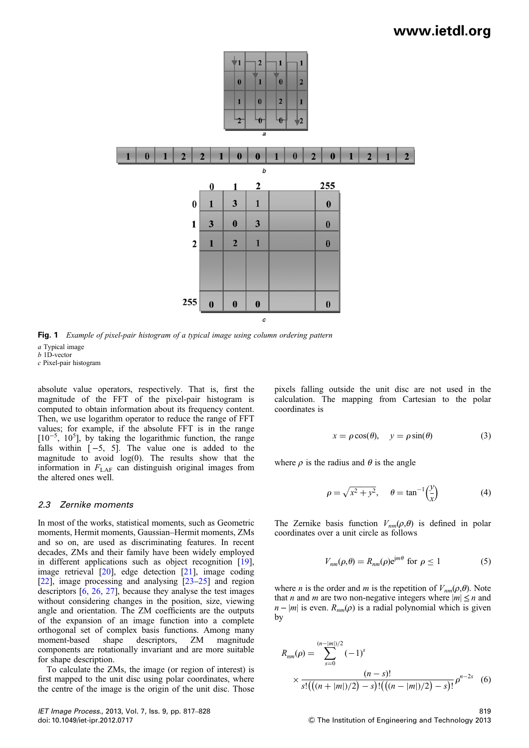**Fig. 1** *Example of pixel-pair histogram of a typical image using column ordering pattern*

*a* Typical image
*b* 1D-vector
*c* Pixel-pair histogram

absolute value operators, respectively. That is, first the magnitude of the FFT of the pixel-pair histogram is computed to obtain information about its frequency content. Then, we use logarithm operator to reduce the range of FFT values; for example, if the absolute FFT is in the range $[10^{-5}, 10^{5}]$, by taking the logarithmic function, the range falls within $[-5, 5]$. The value one is added to the magnitude to avoid log(0). The results show that the information in $F_{\text{LAF}}$ can distinguish original images from the altered ones well.

### 2.3 Zernike moments

In most of the works, statistical moments, such as Geometric moments, Hermit moments, Gaussian–Hermit moments, ZMs and so on, are used as discriminating features. In recent decades, ZMs and their family have been widely employed in different applications such as object recognition [19], image retrieval [20], edge detection [21], image coding [22], image processing and analysing [23–25] and region descriptors [6, 26, 27], because they analyse the test images without considering changes in the position, size, viewing angle and orientation. The ZM coefficients are the outputs of the expansion of an image function into a complete orthogonal set of complex basis functions. Among many moment-based shape descriptors, ZM magnitude components are rotationally invariant and are more suitable for shape description.

To calculate the ZMs, the image (or region of interest) is first mapped to the unit disc using polar coordinates, where the centre of the image is the origin of the unit disc. Those pixels falling outside the unit disc are not used in the calculation. The mapping from Cartesian to the polar coordinates is

$$x = \rho\cos(\theta), \quad y = \rho\sin(\theta) \tag{3}$$

where $\rho$ is the radius and $\theta$ is the angle

$$\rho = \sqrt{x^2 + y^2}, \quad \theta = \tan^{-1}\left(\frac{y}{x}\right) \tag{4}$$

The Zernike basis function $V_{nm}(\rho,\theta)$ is defined in polar coordinates over a unit circle as follows

$$V_{nm}(\rho,\theta) = R_{nm}(\rho)e^{jm\theta} \text{ for } \rho \le 1 \tag{5}$$

where $n$ is the order and $m$ is the repetition of $V_{nm}(\rho,\theta)$. Note that $n$ and $m$ are two non-negative integers where $|m| \le n$ and $n - |m|$ is even. $R_{nm}(\rho)$ is a radial polynomial which is given by

$$R_{nm}(\rho) = \sum_{s=0}^{(n-|m|)/2} (-1)^s \times \frac{(n-s)!}{s!\big(((n+|m|)/2)-s\big)!\big(((n-|m|)/2)-s\big)!}\rho^{n-2s} \tag{6}$$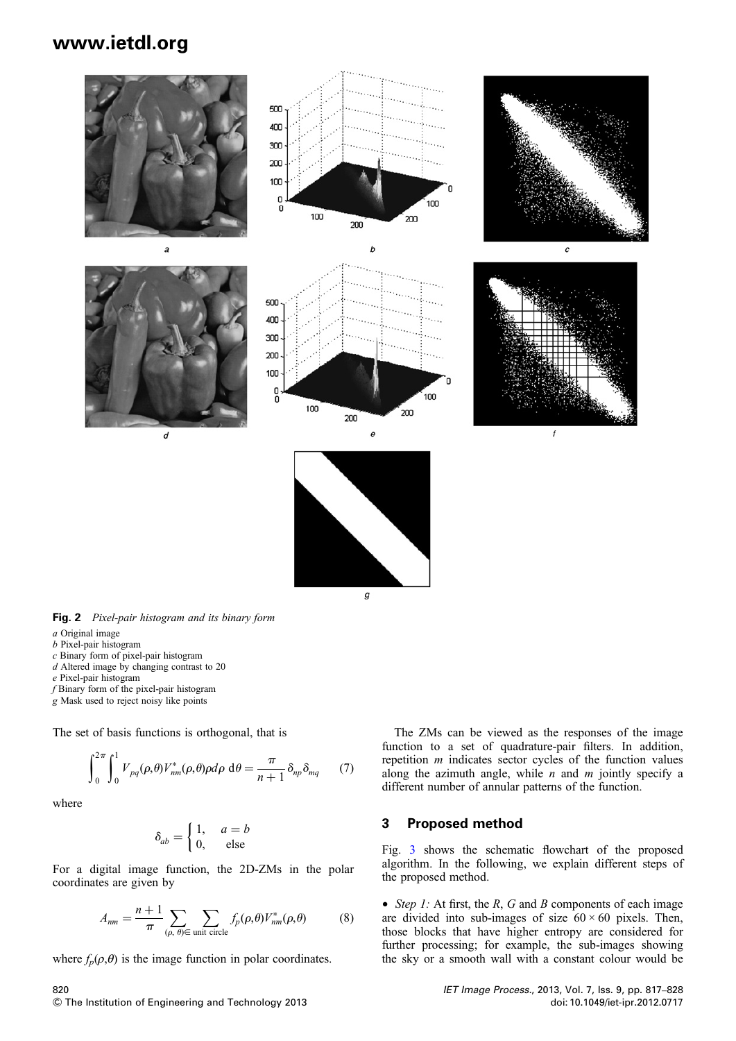**Fig. 2** *Pixel-pair histogram and its binary form*

*a* Original image
*b* Pixel-pair histogram
*c* Binary form of pixel-pair histogram
*d* Altered image by changing contrast to 20
*e* Pixel-pair histogram
*f* Binary form of the pixel-pair histogram
*g* Mask used to reject noisy like points

The set of basis functions is orthogonal, that is

$$\int_0^{2\pi}\int_0^1 V_{pq}(\rho,\theta)V_{nm}^*(\rho,\theta)\rho d\rho \, d\theta = \frac{\pi}{n+1}\delta_{np}\delta_{mq} \qquad (7)$$

where

$$\delta_{ab} = \begin{cases} 1, & a = b \\ 0, & \text{else} \end{cases}$$

For a digital image function, the 2D-ZMs in the polar coordinates are given by

$$A_{nm} = \frac{n+1}{\pi}\sum_{(\rho,\,\theta)\in \text{ unit circle}}\sum f_p(\rho,\theta)V_{nm}^*(\rho,\theta) \qquad (8)$$

where $f_p(\rho,\theta)$ is the image function in polar coordinates.

The ZMs can be viewed as the responses of the image function to a set of quadrature-pair filters. In addition, repetition $m$ indicates sector cycles of the function values along the azimuth angle, while $n$ and $m$ jointly specify a different number of annular patterns of the function.

## 3 Proposed method

Fig. 3 shows the schematic flowchart of the proposed algorithm. In the following, we explain different steps of the proposed method.

- *Step 1:* At first, the $R$, $G$ and $B$ components of each image are divided into sub-images of size $60 \times 60$ pixels. Then, those blocks that have higher entropy are considered for further processing; for example, the sub-images showing the sky or a smooth wall with a constant colour would be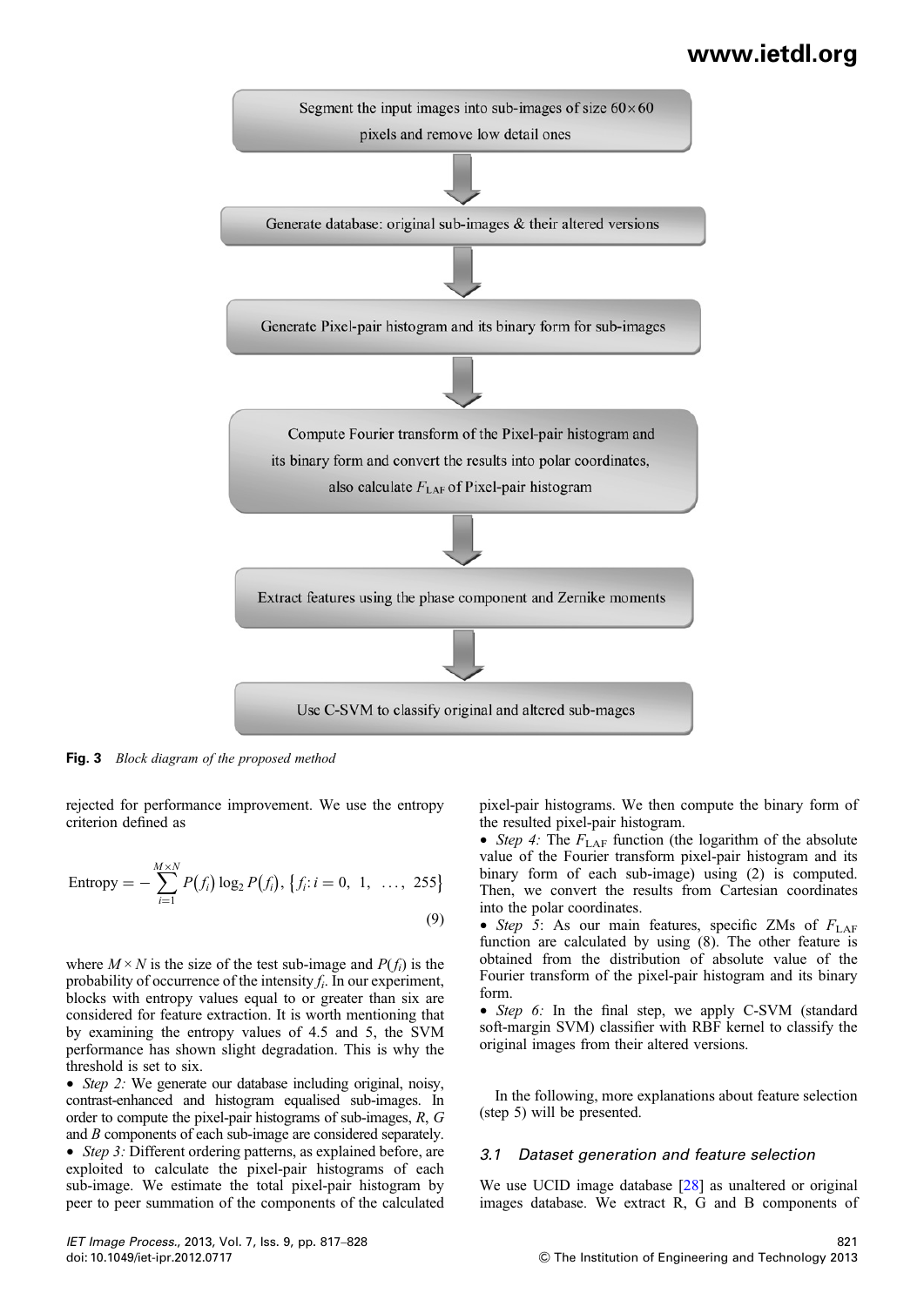Segment the input images into sub-images of size 60×60 pixels and remove low detail ones

Generate database: original sub-images & their altered versions

Generate Pixel-pair histogram and its binary form for sub-images

Compute Fourier transform of the Pixel-pair histogram and its binary form and convert the results into polar coordinates, also calculate $F_{\text{LAF}}$ of Pixel-pair histogram

Extract features using the phase component and Zernike moments

Use C-SVM to classify original and altered sub-mages

**Fig. 3** *Block diagram of the proposed method*

rejected for performance improvement. We use the entropy criterion defined as

$$\text{Entropy} = -\sum_{i=1}^{M\times N} P(f_i)\log_2 P(f_i),\ \{f_i : i = 0,\ 1,\ \ldots,\ 255\} \tag{9}$$

where $M \times N$ is the size of the test sub-image and $P(f_i)$ is the probability of occurrence of the intensity $f_i$. In our experiment, blocks with entropy values equal to or greater than six are considered for feature extraction. It is worth mentioning that by examining the entropy values of 4.5 and 5, the SVM performance has shown slight degradation. This is why the threshold is set to six.

- *Step 2:* We generate our database including original, noisy, contrast-enhanced and histogram equalised sub-images. In order to compute the pixel-pair histograms of sub-images, *R*, *G* and *B* components of each sub-image are considered separately.
- *Step 3:* Different ordering patterns, as explained before, are exploited to calculate the pixel-pair histograms of each sub-image. We estimate the total pixel-pair histogram by peer to peer summation of the components of the calculated pixel-pair histograms. We then compute the binary form of the resulted pixel-pair histogram.
- *Step 4:* The $F_{\text{LAF}}$ function (the logarithm of the absolute value of the Fourier transform pixel-pair histogram and its binary form of each sub-image) using (2) is computed. Then, we convert the results from Cartesian coordinates into the polar coordinates.
- *Step 5*: As our main features, specific ZMs of $F_{\text{LAF}}$ function are calculated by using (8). The other feature is obtained from the distribution of absolute value of the Fourier transform of the pixel-pair histogram and its binary form.
- *Step 6:* In the final step, we apply C-SVM (standard soft-margin SVM) classifier with RBF kernel to classify the original images from their altered versions.

In the following, more explanations about feature selection (step 5) will be presented.

### 3.1 Dataset generation and feature selection

We use UCID image database [28] as unaltered or original images database. We extract R, G and B components of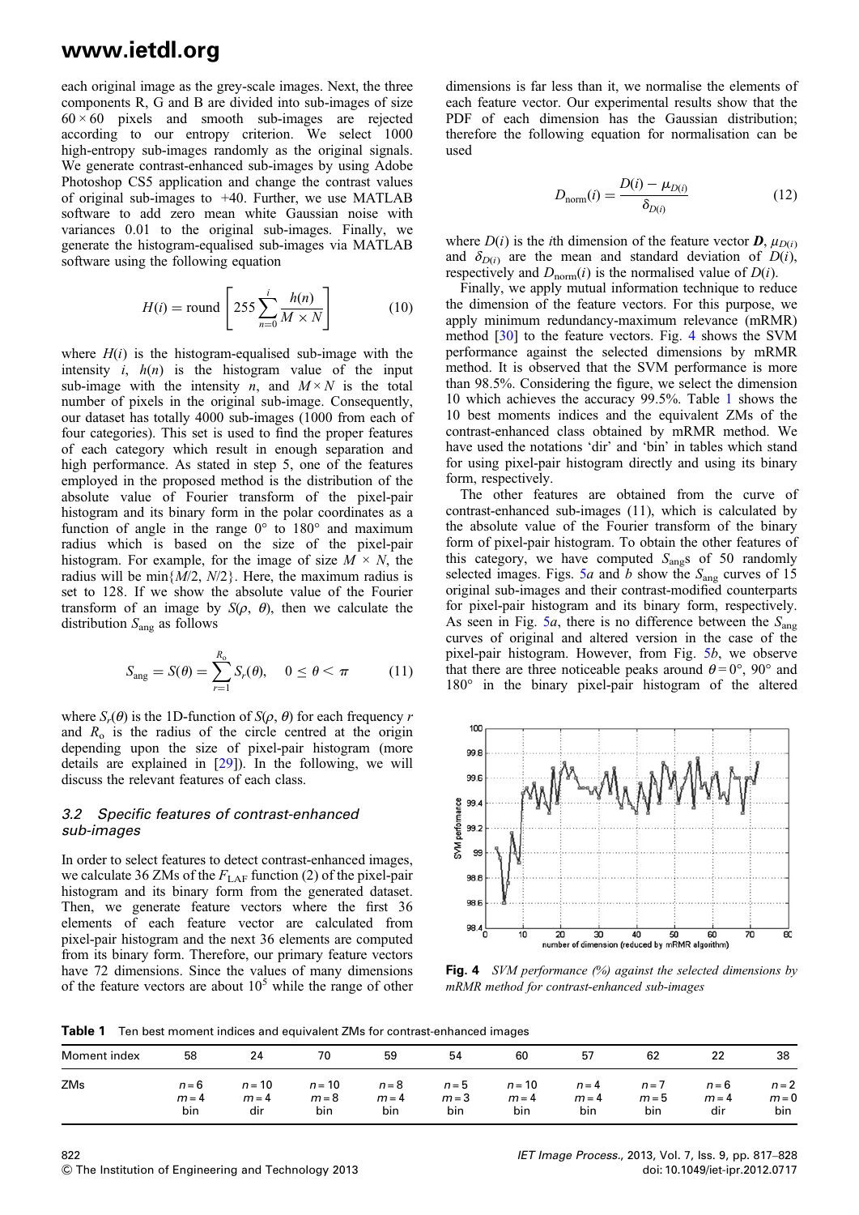each original image as the grey-scale images. Next, the three components R, G and B are divided into sub-images of size $60 \times 60$ pixels and smooth sub-images are rejected according to our entropy criterion. We select 1000 high-entropy sub-images randomly as the original signals. We generate contrast-enhanced sub-images by using Adobe Photoshop CS5 application and change the contrast values of original sub-images to +40. Further, we use MATLAB software to add zero mean white Gaussian noise with variances 0.01 to the original sub-images. Finally, we generate the histogram-equalised sub-images via MATLAB software using the following equation

$$H(i) = \text{round}\left[255 \sum_{n=0}^{i} \frac{h(n)}{M \times N}\right] \tag{10}$$

where $H(i)$ is the histogram-equalised sub-image with the intensity $i$, $h(n)$ is the histogram value of the input sub-image with the intensity $n$, and $M \times N$ is the total number of pixels in the original sub-image. Consequently, our dataset has totally 4000 sub-images (1000 from each of four categories). This set is used to find the proper features of each category which result in enough separation and high performance. As stated in step 5, one of the features employed in the proposed method is the distribution of the absolute value of Fourier transform of the pixel-pair histogram and its binary form in the polar coordinates as a function of angle in the range 0° to 180° and maximum radius which is based on the size of the pixel-pair histogram. For example, for the image of size $M \times N$, the radius will be $\min\{M/2, N/2\}$. Here, the maximum radius is set to 128. If we show the absolute value of the Fourier transform of an image by $S(\rho, \theta)$, then we calculate the distribution $S_{\text{ang}}$ as follows

$$S_{\text{ang}} = S(\theta) = \sum_{r=1}^{R_o} S_r(\theta), \quad 0 \le \theta < \pi \tag{11}$$

where $S_r(\theta)$ is the 1D-function of $S(\rho, \theta)$ for each frequency $r$ and $R_o$ is the radius of the circle centred at the origin depending upon the size of pixel-pair histogram (more details are explained in [29]). In the following, we will discuss the relevant features of each class.

### 3.2 Specific features of contrast-enhanced sub-images

In order to select features to detect contrast-enhanced images, we calculate 36 ZMs of the $F_{\text{LAF}}$ function (2) of the pixel-pair histogram and its binary form from the generated dataset. Then, we generate feature vectors where the first 36 elements of each feature vector are calculated from pixel-pair histogram and the next 36 elements are computed from its binary form. Therefore, our primary feature vectors have 72 dimensions. Since the values of many dimensions of the feature vectors are about $10^5$ while the range of other dimensions is far less than it, we normalise the elements of each feature vector. Our experimental results show that the PDF of each dimension has the Gaussian distribution; therefore the following equation for normalisation can be used

$$D_{\text{norm}}(i) = \frac{D(i) - \mu_{D(i)}}{\delta_{D(i)}} \tag{12}$$

where $D(i)$ is the $i$th dimension of the feature vector $\boldsymbol{D}$, $\mu_{D(i)}$ and $\delta_{D(i)}$ are the mean and standard deviation of $D(i)$, respectively and $D_{\text{norm}}(i)$ is the normalised value of $D(i)$.

Finally, we apply mutual information technique to reduce the dimension of the feature vectors. For this purpose, we apply minimum redundancy-maximum relevance (mRMR) method [30] to the feature vectors. Fig. 4 shows the SVM performance against the selected dimensions by mRMR method. It is observed that the SVM performance is more than 98.5%. Considering the figure, we select the dimension 10 which achieves the accuracy 99.5%. Table 1 shows the 10 best moments indices and the equivalent ZMs of the contrast-enhanced class obtained by mRMR method. We have used the notations 'dir' and 'bin' in tables which stand for using pixel-pair histogram directly and using its binary form, respectively.

The other features are obtained from the curve of contrast-enhanced sub-images (11), which is calculated by the absolute value of the Fourier transform of the binary form of pixel-pair histogram. To obtain the other features of this category, we have computed $S_{\text{ang}}$s of 50 randomly selected images. Figs. 5*a* and *b* show the $S_{\text{ang}}$ curves of 15 original sub-images and their contrast-modified counterparts for pixel-pair histogram and its binary form, respectively. As seen in Fig. 5*a*, there is no difference between the $S_{\text{ang}}$ curves of original and altered version in the case of the pixel-pair histogram. However, from Fig. 5*b*, we observe that there are three noticeable peaks around $\theta = 0°$, 90° and 180° in the binary pixel-pair histogram of the altered

**Fig. 4** *SVM performance (%) against the selected dimensions by mRMR method for contrast-enhanced sub-images*

**Table 1** Ten best moment indices and equivalent ZMs for contrast-enhanced images

| Moment index | 58 | 24 | 70 | 59 | 54 | 60 | 57 | 62 | 22 | 38 |
|---|---|---|---|---|---|---|---|---|---|---|
| ZMs | $n=6$ $m=4$ bin | $n=10$ $m=4$ dir | $n=10$ $m=8$ bin | $n=8$ $m=4$ bin | $n=5$ $m=3$ bin | $n=10$ $m=4$ bin | $n=4$ $m=4$ bin | $n=7$ $m=5$ bin | $n=6$ $m=4$ dir | $n=2$ $m=0$ bin |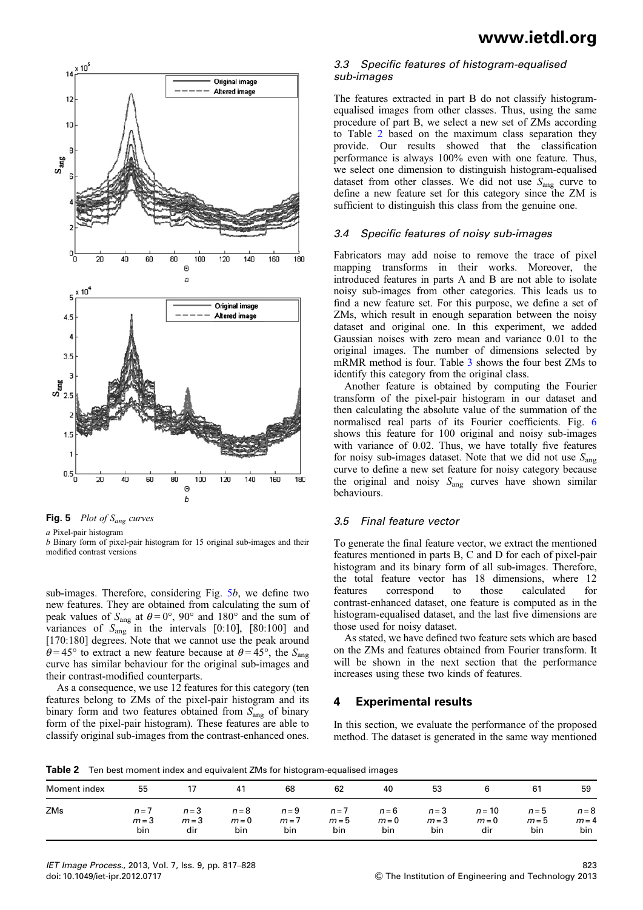Fig. 5 *Plot of $S_{ang}$ curves*

*a* Pixel-pair histogram

*b* Binary form of pixel-pair histogram for 15 original sub-images and their modified contrast versions

sub-images. Therefore, considering Fig. 5*b*, we define two new features. They are obtained from calculating the sum of peak values of $S_{ang}$ at $\theta = 0°$, $90°$ and $180°$ and the sum of variances of $S_{ang}$ in the intervals [0:10], [80:100] and [170:180] degrees. Note that we cannot use the peak around $\theta = 45°$ to extract a new feature because at $\theta = 45°$, the $S_{ang}$ curve has similar behaviour for the original sub-images and their contrast-modified counterparts.

As a consequence, we use 12 features for this category (ten features belong to ZMs of the pixel-pair histogram and its binary form and two features obtained from $S_{ang}$ of binary form of the pixel-pair histogram). These features are able to classify original sub-images from the contrast-enhanced ones.

### 3.3 Specific features of histogram-equalised sub-images

The features extracted in part B do not classify histogram-equalised images from other classes. Thus, using the same procedure of part B, we select a new set of ZMs according to Table 2 based on the maximum class separation they provide. Our results showed that the classification performance is always 100% even with one feature. Thus, we select one dimension to distinguish histogram-equalised dataset from other classes. We did not use $S_{ang}$ curve to define a new feature set for this category since the ZM is sufficient to distinguish this class from the genuine one.

### 3.4 Specific features of noisy sub-images

Fabricators may add noise to remove the trace of pixel mapping transforms in their works. Moreover, the introduced features in parts A and B are not able to isolate noisy sub-images from other categories. This leads us to find a new feature set. For this purpose, we define a set of ZMs, which result in enough separation between the noisy dataset and original one. In this experiment, we added Gaussian noises with zero mean and variance 0.01 to the original images. The number of dimensions selected by mRMR method is four. Table 3 shows the four best ZMs to identify this category from the original class.

Another feature is obtained by computing the Fourier transform of the pixel-pair histogram in our dataset and then calculating the absolute value of the summation of the normalised real parts of its Fourier coefficients. Fig. 6 shows this feature for 100 original and noisy sub-images with variance of 0.02. Thus, we have totally five features for noisy sub-images dataset. Note that we did not use $S_{ang}$ curve to define a new set feature for noisy category because the original and noisy $S_{ang}$ curves have shown similar behaviours.

### 3.5 Final feature vector

To generate the final feature vector, we extract the mentioned features mentioned in parts B, C and D for each of pixel-pair histogram and its binary form of all sub-images. Therefore, the total feature vector has 18 dimensions, where 12 features correspond to those calculated for contrast-enhanced dataset, one feature is computed as in the histogram-equalised dataset, and the last five dimensions are those used for noisy dataset.

As stated, we have defined two feature sets which are based on the ZMs and features obtained from Fourier transform. It will be shown in the next section that the performance increases using these two kinds of features.

## 4 Experimental results

In this section, we evaluate the performance of the proposed method. The dataset is generated in the same way mentioned

**Table 2** Ten best moment index and equivalent ZMs for histogram-equalised images

| Moment index | 55 | 17 | 41 | 68 | 62 | 40 | 53 | 6 | 61 | 59 |
|---|---|---|---|---|---|---|---|---|---|---|
| ZMs | $n=7$ $m=3$ bin | $n=3$ $m=3$ dir | $n=8$ $m=0$ bin | $n=9$ $m=7$ bin | $n=7$ $m=5$ bin | $n=6$ $m=0$ bin | $n=3$ $m=3$ bin | $n=10$ $m=0$ dir | $n=5$ $m=5$ bin | $n=8$ $m=4$ bin |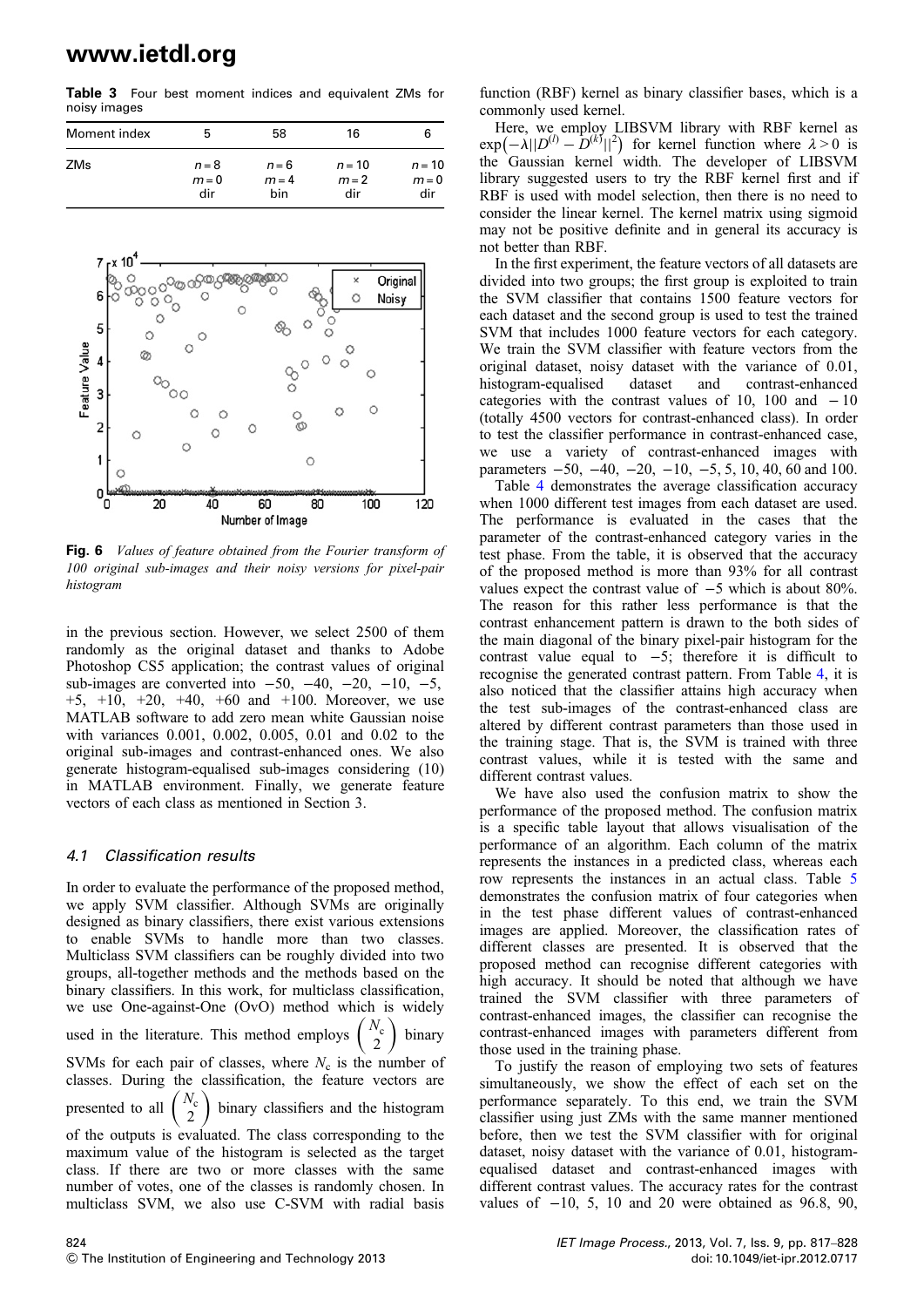**Table 3** Four best moment indices and equivalent ZMs for noisy images

| Moment index | 5 | 58 | 16 | 6 |
|---|---|---|---|---|
| ZMs | $n = 8$ $m = 0$ dir | $n = 6$ $m = 4$ bin | $n = 10$ $m = 2$ dir | $n = 10$ $m = 0$ dir |

7 x 10^4
6
5
4
3
2
1
0
Feature Value
0 20 40 60 80 100 120
Number of Image
× Original
○ Noisy

**Fig. 6** *Values of feature obtained from the Fourier transform of 100 original sub-images and their noisy versions for pixel-pair histogram*

in the previous section. However, we select 2500 of them randomly as the original dataset and thanks to Adobe Photoshop CS5 application; the contrast values of original sub-images are converted into −50, −40, −20, −10, −5, +5, +10, +20, +40, +60 and +100. Moreover, we use MATLAB software to add zero mean white Gaussian noise with variances 0.001, 0.002, 0.005, 0.01 and 0.02 to the original sub-images and contrast-enhanced ones. We also generate histogram-equalised sub-images considering (10) in MATLAB environment. Finally, we generate feature vectors of each class as mentioned in Section 3.

### 4.1 Classification results

In order to evaluate the performance of the proposed method, we apply SVM classifier. Although SVMs are originally designed as binary classifiers, there exist various extensions to enable SVMs to handle more than two classes. Multiclass SVM classifiers can be roughly divided into two groups, all-together methods and the methods based on the binary classifiers. In this work, for multiclass classification, we use One-against-One (OvO) method which is widely used in the literature. This method employs $\binom{N_c}{2}$ binary SVMs for each pair of classes, where $N_c$ is the number of classes. During the classification, the feature vectors are presented to all $\binom{N_c}{2}$ binary classifiers and the histogram of the outputs is evaluated. The class corresponding to the maximum value of the histogram is selected as the target class. If there are two or more classes with the same number of votes, one of the classes is randomly chosen. In multiclass SVM, we also use C-SVM with radial basis function (RBF) kernel as binary classifier bases, which is a commonly used kernel.

Here, we employ LIBSVM library with RBF kernel as $\exp\left(-\lambda\|D^{(l)} - D^{(k)}\|^2\right)$ for kernel function where $\lambda > 0$ is the Gaussian kernel width. The developer of LIBSVM library suggested users to try the RBF kernel first and if RBF is used with model selection, then there is no need to consider the linear kernel. The kernel matrix using sigmoid may not be positive definite and in general its accuracy is not better than RBF.

In the first experiment, the feature vectors of all datasets are divided into two groups; the first group is exploited to train the SVM classifier that contains 1500 feature vectors for each dataset and the second group is used to test the trained SVM that includes 1000 feature vectors for each category. We train the SVM classifier with feature vectors from the original dataset, noisy dataset with the variance of 0.01, histogram-equalised dataset and contrast-enhanced categories with the contrast values of 10, 100 and −10 (totally 4500 vectors for contrast-enhanced class). In order to test the classifier performance in contrast-enhanced case, we use a variety of contrast-enhanced images with parameters −50, −40, −20, −10, −5, 5, 10, 40, 60 and 100.

Table 4 demonstrates the average classification accuracy when 1000 different test images from each dataset are used. The performance is evaluated in the cases that the parameter of the contrast-enhanced category varies in the test phase. From the table, it is observed that the accuracy of the proposed method is more than 93% for all contrast values expect the contrast value of −5 which is about 80%. The reason for this rather less performance is that the contrast enhancement pattern is drawn to the both sides of the main diagonal of the binary pixel-pair histogram for the contrast value equal to −5; therefore it is difficult to recognise the generated contrast pattern. From Table 4, it is also noticed that the classifier attains high accuracy when the test sub-images of the contrast-enhanced class are altered by different contrast parameters than those used in the training stage. That is, the SVM is trained with three contrast values, while it is tested with the same and different contrast values.

We have also used the confusion matrix to show the performance of the proposed method. The confusion matrix is a specific table layout that allows visualisation of the performance of an algorithm. Each column of the matrix represents the instances in a predicted class, whereas each row represents the instances in an actual class. Table 5 demonstrates the confusion matrix of four categories when in the test phase different values of contrast-enhanced images are applied. Moreover, the classification rates of different classes are presented. It is observed that the proposed method can recognise different categories with high accuracy. It should be noted that although we have trained the SVM classifier with three parameters of contrast-enhanced images, the classifier can recognise the contrast-enhanced images with parameters different from those used in the training phase.

To justify the reason of employing two sets of features simultaneously, we show the effect of each set on the performance separately. To this end, we train the SVM classifier using just ZMs with the same manner mentioned before, then we test the SVM classifier with for original dataset, noisy dataset with the variance of 0.01, histogram-equalised dataset and contrast-enhanced images with different contrast values. The accuracy rates for the contrast values of −10, 5, 10 and 20 were obtained as 96.8, 90,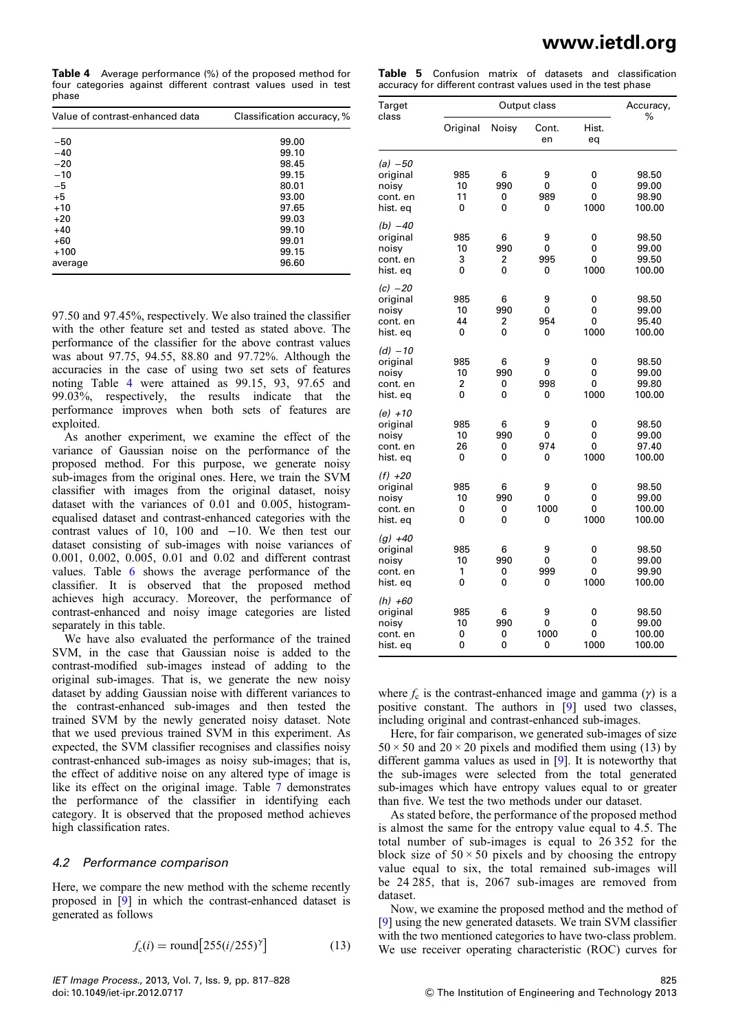**Table 4** Average performance (%) of the proposed method for four categories against different contrast values used in test phase

| Value of contrast-enhanced data | Classification accuracy, % |
|---|---|
| −50 | 99.00 |
| −40 | 99.10 |
| −20 | 98.45 |
| −10 | 99.15 |
| −5 | 80.01 |
| +5 | 93.00 |
| +10 | 97.65 |
| +20 | 99.03 |
| +40 | 99.10 |
| +60 | 99.01 |
| +100 | 99.15 |
| average | 96.60 |

97.50 and 97.45%, respectively. We also trained the classifier with the other feature set and tested as stated above. The performance of the classifier for the above contrast values was about 97.75, 94.55, 88.80 and 97.72%. Although the accuracies in the case of using two set sets of features noting Table 4 were attained as 99.15, 93, 97.65 and 99.03%, respectively, the results indicate that the performance improves when both sets of features are exploited.

As another experiment, we examine the effect of the variance of Gaussian noise on the performance of the proposed method. For this purpose, we generate noisy sub-images from the original ones. Here, we train the SVM classifier with images from the original dataset, noisy dataset with the variances of 0.01 and 0.005, histogram-equalised dataset and contrast-enhanced categories with the contrast values of 10, 100 and −10. We then test our dataset consisting of sub-images with noise variances of 0.001, 0.002, 0.005, 0.01 and 0.02 and different contrast values. Table 6 shows the average performance of the classifier. It is observed that the proposed method achieves high accuracy. Moreover, the performance of contrast-enhanced and noisy image categories are listed separately in this table.

We have also evaluated the performance of the trained SVM, in the case that Gaussian noise is added to the contrast-modified sub-images instead of adding to the original sub-images. That is, we generate the new noisy dataset by adding Gaussian noise with different variances to the contrast-enhanced sub-images and then tested the trained SVM by the newly generated noisy dataset. Note that we used previous trained SVM in this experiment. As expected, the SVM classifier recognises and classifies noisy contrast-enhanced sub-images as noisy sub-images; that is, the effect of additive noise on any altered type of image is like its effect on the original image. Table 7 demonstrates the performance of the classifier in identifying each category. It is observed that the proposed method achieves high classification rates.

### 4.2 Performance comparison

Here, we compare the new method with the scheme recently proposed in [9] in which the contrast-enhanced dataset is generated as follows

$$f_c(i) = \text{round}\left[255(i/255)^{\gamma}\right] \tag{13}$$

**Table 5** Confusion matrix of datasets and classification accuracy for different contrast values used in the test phase

| Target class | Output class | | | | Accuracy, % |
|---|---|---|---|---|---|
| | Original | Noisy | Cont. en | Hist. eq | |
| *(a) −50* | | | | | |
| original | 985 | 6 | 9 | 0 | 98.50 |
| noisy | 10 | 990 | 0 | 0 | 99.00 |
| cont. en | 11 | 0 | 989 | 0 | 98.90 |
| hist. eq | 0 | 0 | 0 | 1000 | 100.00 |
| *(b) −40* | | | | | |
| original | 985 | 6 | 9 | 0 | 98.50 |
| noisy | 10 | 990 | 0 | 0 | 99.00 |
| cont. en | 3 | 2 | 995 | 0 | 99.50 |
| hist. eq | 0 | 0 | 0 | 1000 | 100.00 |
| *(c) −20* | | | | | |
| original | 985 | 6 | 9 | 0 | 98.50 |
| noisy | 10 | 990 | 0 | 0 | 99.00 |
| cont. en | 44 | 2 | 954 | 0 | 95.40 |
| hist. eq | 0 | 0 | 0 | 1000 | 100.00 |
| *(d) −10* | | | | | |
| original | 985 | 6 | 9 | 0 | 98.50 |
| noisy | 10 | 990 | 0 | 0 | 99.00 |
| cont. en | 2 | 0 | 998 | 0 | 99.80 |
| hist. eq | 0 | 0 | 0 | 1000 | 100.00 |
| *(e) +10* | | | | | |
| original | 985 | 6 | 9 | 0 | 98.50 |
| noisy | 10 | 990 | 0 | 0 | 99.00 |
| cont. en | 26 | 0 | 974 | 0 | 97.40 |
| hist. eq | 0 | 0 | 0 | 1000 | 100.00 |
| *(f) +20* | | | | | |
| original | 985 | 6 | 9 | 0 | 98.50 |
| noisy | 10 | 990 | 0 | 0 | 99.00 |
| cont. en | 0 | 0 | 1000 | 0 | 100.00 |
| hist. eq | 0 | 0 | 0 | 1000 | 100.00 |
| *(g) +40* | | | | | |
| original | 985 | 6 | 9 | 0 | 98.50 |
| noisy | 10 | 990 | 0 | 0 | 99.00 |
| cont. en | 1 | 0 | 999 | 0 | 99.90 |
| hist. eq | 0 | 0 | 0 | 1000 | 100.00 |
| *(h) +60* | | | | | |
| original | 985 | 6 | 9 | 0 | 98.50 |
| noisy | 10 | 990 | 0 | 0 | 99.00 |
| cont. en | 0 | 0 | 1000 | 0 | 100.00 |
| hist. eq | 0 | 0 | 0 | 1000 | 100.00 |

where $f_c$ is the contrast-enhanced image and gamma ($\gamma$) is a positive constant. The authors in [9] used two classes, including original and contrast-enhanced sub-images.

Here, for fair comparison, we generated sub-images of size $50 \times 50$ and $20 \times 20$ pixels and modified them using (13) by different gamma values as used in [9]. It is noteworthy that the sub-images were selected from the total generated sub-images which have entropy values equal to or greater than five. We test the two methods under our dataset.

As stated before, the performance of the proposed method is almost the same for the entropy value equal to 4.5. The total number of sub-images is equal to 26 352 for the block size of $50 \times 50$ pixels and by choosing the entropy value equal to six, the total remained sub-images will be 24 285, that is, 2067 sub-images are removed from dataset.

Now, we examine the proposed method and the method of [9] using the new generated datasets. We train SVM classifier with the two mentioned categories to have two-class problem. We use receiver operating characteristic (ROC) curves for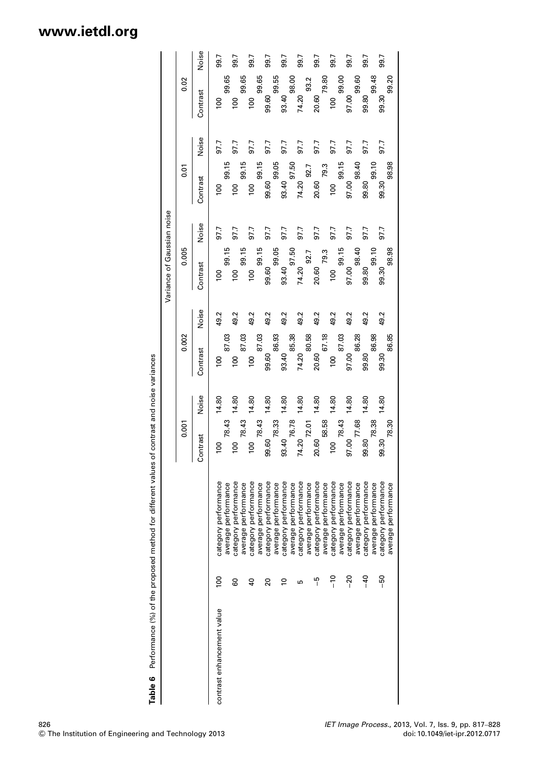**Table 6** Performance (%) of the proposed method for different values of contrast and noise variances

| | | | Variance of Gaussian noise | | | | | | | | | |
|---|---|---|---|---|---|---|---|---|---|---|---|---|
| | | | 0.001 | | 0.002 | | 0.005 | | 0.01 | | 0.02 | |
| | | | Contrast | Noise | Contrast | Noise | Contrast | Noise | Contrast | Noise | Contrast | Noise |
| contrast enhancement value | 100 | category performance | 100 | 14.80 | 100 | 49.2 | 100 | 97.7 | 100 | 97.7 | 100 | 99.7 |
| | | average performance | 78.43 | | 87.03 | | 99.15 | | 99.15 | | 99.65 | |
| | 60 | category performance | 100 | 14.80 | 100 | 49.2 | 100 | 97.7 | 100 | 97.7 | 100 | 99.7 |
| | | average performance | 78.43 | | 87.03 | | 99.15 | | 99.15 | | 99.65 | |
| | 40 | category performance | 100 | 14.80 | 100 | 49.2 | 100 | 97.7 | 100 | 97.7 | 100 | 99.7 |
| | | average performance | 78.43 | | 87.03 | | 99.15 | | 99.15 | | 99.65 | |
| | 20 | category performance | 99.60 | 14.80 | 99.60 | 49.2 | 99.60 | 97.7 | 99.60 | 97.7 | 99.60 | 99.7 |
| | | average performance | 78.33 | | 86.93 | | 99.05 | | 99.05 | | 99.55 | |
| | 10 | category performance | 93.40 | 14.80 | 93.40 | 49.2 | 93.40 | 97.7 | 93.40 | 97.7 | 93.40 | 99.7 |
| | | average performance | 76.78 | | 85.38 | | 97.50 | | 97.50 | | 98.00 | |
| | 5 | category performance | 74.20 | 14.80 | 74.20 | 49.2 | 74.20 | 97.7 | 74.20 | 97.7 | 74.20 | 99.7 |
| | | average performance | 72.01 | | 80.58 | | 92.7 | | 92.7 | | 93.2 | |
| | −5 | category performance | 20.60 | 14.80 | 20.60 | 49.2 | 20.60 | 97.7 | 20.60 | 97.7 | 20.60 | 99.7 |
| | | average performance | 58.58 | | 67.18 | | 79.3 | | 79.3 | | 79.80 | |
| | −10 | category performance | 100 | 14.80 | 100 | 49.2 | 100 | 97.7 | 100 | 97.7 | 100 | 99.7 |
| | | average performance | 78.43 | | 87.03 | | 99.15 | | 99.15 | | 99.00 | |
| | −20 | category performance | 97.00 | 14.80 | 97.00 | 49.2 | 97.00 | 97.7 | 97.00 | 97.7 | 97.00 | 99.7 |
| | | average performance | 77.68 | | 86.28 | | 98.40 | | 98.40 | | 99.60 | |
| | −40 | category performance | 99.80 | 14.80 | 99.80 | 49.2 | 99.80 | 97.7 | 99.80 | 97.7 | 99.80 | 99.7 |
| | | average performance | 78.38 | | 86.98 | | 99.10 | | 99.10 | | 99.48 | |
| | −50 | category performance | 99.30 | 14.80 | 99.30 | 49.2 | 99.30 | 97.7 | 99.30 | 97.7 | 99.30 | 99.7 |
| | | average performance | 78.30 | | 86.85 | | 98.98 | | 98.98 | | 99.20 | |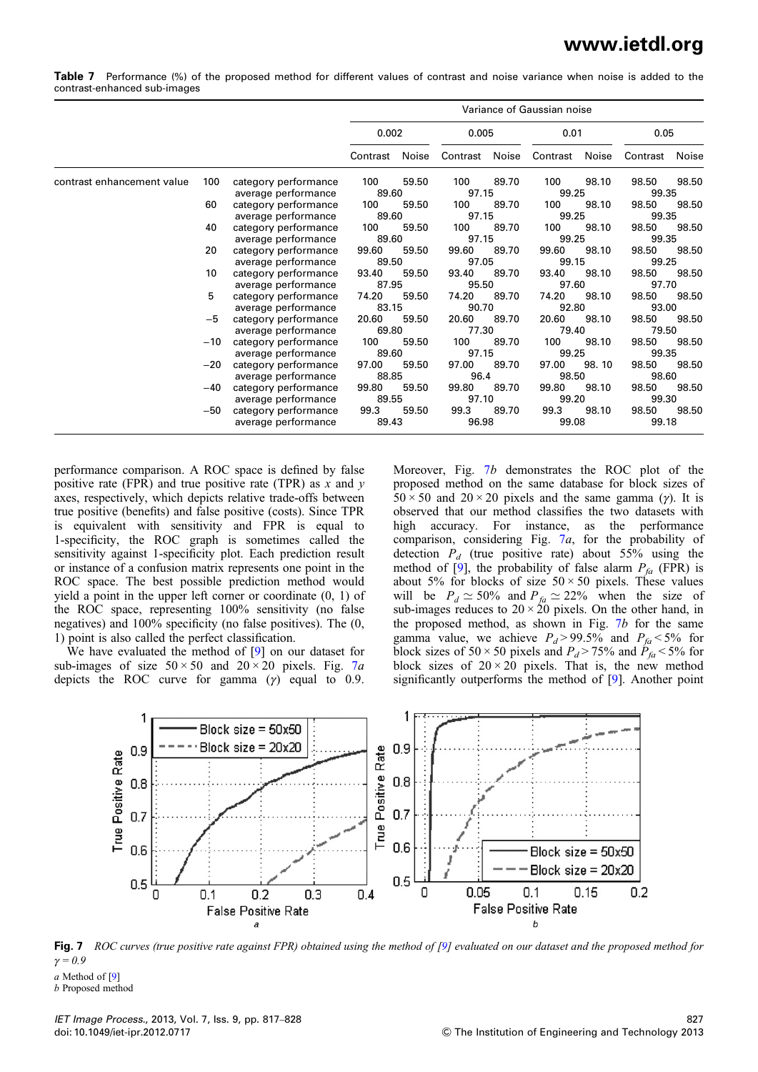**Table 7** Performance (%) of the proposed method for different values of contrast and noise variance when noise is added to the contrast-enhanced sub-images

| | | | Variance of Gaussian noise | | | | | | | |
|---|---|---|---|---|---|---|---|---|---|---|
| | | | 0.002 | | 0.005 | | 0.01 | | 0.05 | |
| | | | Contrast | Noise | Contrast | Noise | Contrast | Noise | Contrast | Noise |
| contrast enhancement value | 100 | category performance | 100 | 59.50 | 100 | 89.70 | 100 | 98.10 | 98.50 | 98.50 |
| | | average performance | 89.60 | | 97.15 | | 99.25 | | 99.35 | |
| | 60 | category performance | 100 | 59.50 | 100 | 89.70 | 100 | 98.10 | 98.50 | 98.50 |
| | | average performance | 89.60 | | 97.15 | | 99.25 | | 99.35 | |
| | 40 | category performance | 100 | 59.50 | 100 | 89.70 | 100 | 98.10 | 98.50 | 98.50 |
| | | average performance | 89.60 | | 97.15 | | 99.25 | | 99.35 | |
| | 20 | category performance | 99.60 | 59.50 | 99.60 | 89.70 | 99.60 | 98.10 | 98.50 | 98.50 |
| | | average performance | 89.50 | | 97.05 | | 99.15 | | 99.25 | |
| | 10 | category performance | 93.40 | 59.50 | 93.40 | 89.70 | 93.40 | 98.10 | 98.50 | 98.50 |
| | | average performance | 87.95 | | 95.50 | | 97.60 | | 97.70 | |
| | 5 | category performance | 74.20 | 59.50 | 74.20 | 89.70 | 74.20 | 98.10 | 98.50 | 98.50 |
| | | average performance | 83.15 | | 90.70 | | 92.80 | | 93.00 | |
| | −5 | category performance | 20.60 | 59.50 | 20.60 | 89.70 | 20.60 | 98.10 | 98.50 | 98.50 |
| | | average performance | 69.80 | | 77.30 | | 79.40 | | 79.50 | |
| | −10 | category performance | 100 | 59.50 | 100 | 89.70 | 100 | 98.10 | 98.50 | 98.50 |
| | | average performance | 89.60 | | 97.15 | | 99.25 | | 99.35 | |
| | −20 | category performance | 97.00 | 59.50 | 97.00 | 89.70 | 97.00 | 98. 10 | 98.50 | 98.50 |
| | | average performance | 88.85 | | 96.4 | | 98.50 | | 98.60 | |
| | −40 | category performance | 99.80 | 59.50 | 99.80 | 89.70 | 99.80 | 98.10 | 98.50 | 98.50 |
| | | average performance | 89.55 | | 97.10 | | 99.20 | | 99.30 | |
| | −50 | category performance | 99.3 | 59.50 | 99.3 | 89.70 | 99.3 | 98.10 | 98.50 | 98.50 |
| | | average performance | 89.43 | | 96.98 | | 99.08 | | 99.18 | |

performance comparison. A ROC space is defined by false positive rate (FPR) and true positive rate (TPR) as $x$ and $y$ axes, respectively, which depicts relative trade-offs between true positive (benefits) and false positive (costs). Since TPR is equivalent with sensitivity and FPR is equal to 1-specificity, the ROC graph is sometimes called the sensitivity against 1-specificity plot. Each prediction result or instance of a confusion matrix represents one point in the ROC space. The best possible prediction method would yield a point in the upper left corner or coordinate (0, 1) of the ROC space, representing 100% sensitivity (no false negatives) and 100% specificity (no false positives). The (0, 1) point is also called the perfect classification.

We have evaluated the method of [9] on our dataset for sub-images of size $50 \times 50$ and $20 \times 20$ pixels. Fig. 7*a* depicts the ROC curve for gamma ($\gamma$) equal to 0.9. Moreover, Fig. 7*b* demonstrates the ROC plot of the proposed method on the same database for block sizes of $50 \times 50$ and $20 \times 20$ pixels and the same gamma ($\gamma$). It is observed that our method classifies the two datasets with high accuracy. For instance, as the performance comparison, considering Fig. 7*a*, for the probability of detection $P_d$ (true positive rate) about 55% using the method of [9], the probability of false alarm $P_{fa}$ (FPR) is about 5% for blocks of size $50 \times 50$ pixels. These values will be $P_d \simeq 50\%$ and $P_{fa} \simeq 22\%$ when the size of sub-images reduces to $20 \times 20$ pixels. On the other hand, in the proposed method, as shown in Fig. 7*b* for the same gamma value, we achieve $P_d > 99.5\%$ and $P_{fa} < 5\%$ for block sizes of $50 \times 50$ pixels and $P_d > 75\%$ and $P_{fa} < 5\%$ for block sizes of $20 \times 20$ pixels. That is, the new method significantly outperforms the method of [9]. Another point

**Fig. 7** *ROC curves (true positive rate against FPR) obtained using the method of [9] evaluated on our dataset and the proposed method for $\gamma = 0.9$*

*a* Method of [9]
*b* Proposed method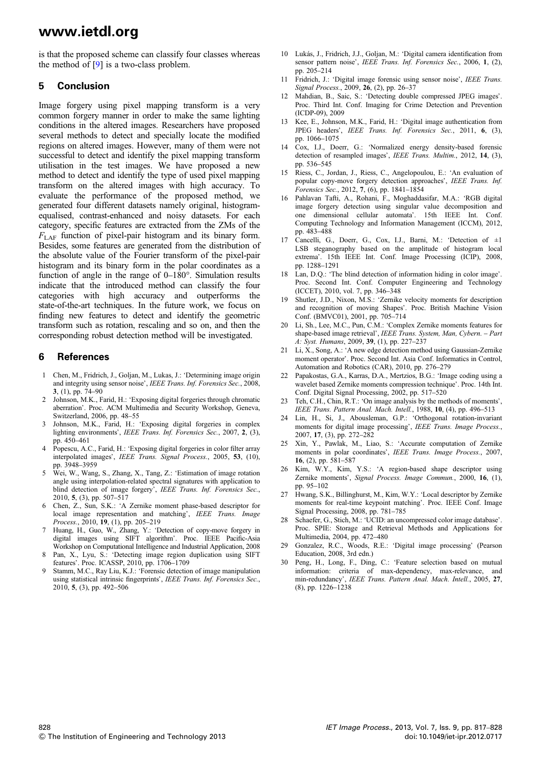is that the proposed scheme can classify four classes whereas the method of [9] is a two-class problem.

## 5 Conclusion

Image forgery using pixel mapping transform is a very common forgery manner in order to make the same lighting conditions in the altered images. Researchers have proposed several methods to detect and specially locate the modified regions on altered images. However, many of them were not successful to detect and identify the pixel mapping transform utilisation in the test images. We have proposed a new method to detect and identify the type of used pixel mapping transform on the altered images with high accuracy. To evaluate the performance of the proposed method, we generated four different datasets namely original, histogram-equalised, contrast-enhanced and noisy datasets. For each category, specific features are extracted from the ZMs of the $F_{\mathrm{LAF}}$ function of pixel-pair histogram and its binary form. Besides, some features are generated from the distribution of the absolute value of the Fourier transform of the pixel-pair histogram and its binary form in the polar coordinates as a function of angle in the range of 0–180°. Simulation results indicate that the introduced method can classify the four categories with high accuracy and outperforms the state-of-the-art techniques. In the future work, we focus on finding new features to detect and identify the geometric transform such as rotation, rescaling and so on, and then the corresponding robust detection method will be investigated.

## 6 References

1. Chen, M., Fridrich, J., Goljan, M., Lukas, J.: 'Determining image origin and integrity using sensor noise', *IEEE Trans. Inf. Forensics Sec.*, 2008, **3**, (1), pp. 74–90
2. Johnson, M.K., Farid, H.: 'Exposing digital forgeries through chromatic aberration'. Proc. ACM Multimedia and Security Workshop, Geneva, Switzerland, 2006, pp. 48–55
3. Johnson, M.K., Farid, H.: 'Exposing digital forgeries in complex lighting environments', *IEEE Trans. Inf. Forensics Sec.*, 2007, **2**, (3), pp. 450–461
4. Popescu, A.C., Farid, H.: 'Exposing digital forgeries in color filter array interpolated images', *IEEE Trans. Signal Process.*, 2005, **53**, (10), pp. 3948–3959
5. Wei, W., Wang, S., Zhang, X., Tang, Z.: 'Estimation of image rotation angle using interpolation-related spectral signatures with application to blind detection of image forgery', *IEEE Trans. Inf. Forensics Sec.*, 2010, **5**, (3), pp. 507–517
6. Chen, Z., Sun, S.K.: 'A Zernike moment phase-based descriptor for local image representation and matching', *IEEE Trans. Image Process.*, 2010, **19**, (1), pp. 205–219
7. Huang, H., Guo, W., Zhang, Y.: 'Detection of copy-move forgery in digital images using SIFT algorithm'. Proc. IEEE Pacific-Asia Workshop on Computational Intelligence and Industrial Application, 2008
8. Pan, X., Lyu, S.: 'Detecting image region duplication using SIFT features'. Proc. ICASSP, 2010, pp. 1706–1709
9. Stamm, M.C., Ray Liu, K.J.: 'Forensic detection of image manipulation using statistical intrinsic fingerprints', *IEEE Trans. Inf. Forensics Sec.*, 2010, **5**, (3), pp. 492–506
10. Lukás, J., Fridrich, J.J., Goljan, M.: 'Digital camera identification from sensor pattern noise', *IEEE Trans. Inf. Forensics Sec.*, 2006, **1**, (2), pp. 205–214
11. Fridrich, J.: 'Digital image forensic using sensor noise', *IEEE Trans. Signal Process.*, 2009, **26**, (2), pp. 26–37
12. Mahdian, B., Saic, S.: 'Detecting double compressed JPEG images'. Proc. Third Int. Conf. Imaging for Crime Detection and Prevention (ICDP-09), 2009
13. Kee, E., Johnson, M.K., Farid, H.: 'Digital image authentication from JPEG headers', *IEEE Trans. Inf. Forensics Sec.*, 2011, **6**, (3), pp. 1066–1075
14. Cox, I.J., Doerr, G.: 'Normalized energy density-based forensic detection of resampled images', *IEEE Trans. Multim.*, 2012, **14**, (3), pp. 536–545
15. Riess, C., Jordan, J., Riess, C., Angelopoulou, E.: 'An evaluation of popular copy-move forgery detection approaches', *IEEE Trans. Inf. Forensics Sec.*, 2012, **7**, (6), pp. 1841–1854
16. Pahlavan Tafti, A., Rohani, F., Moghaddasifar, M.A.: 'RGB digital image forgery detection using singular value decomposition and one dimensional cellular automata'. 15th IEEE Int. Conf. Computing Technology and Information Management (ICCM), 2012, pp. 483–488
17. Cancelli, G., Doerr, G., Cox, I.J., Barni, M.: 'Detection of ±1 LSB steganography based on the amplitude of histogram local extrema'. 15th IEEE Int. Conf. Image Processing (ICIP), 2008, pp. 1288–1291
18. Lan, D.Q.: 'The blind detection of information hiding in color image'. Proc. Second Int. Conf. Computer Engineering and Technology (ICCET), 2010, vol. 7, pp. 346–348
19. Shutler, J.D., Nixon, M.S.: 'Zernike velocity moments for description and recognition of moving Shapes'. Proc. British Machine Vision Conf. (BMVC01), 2001, pp. 705–714
20. Li, Sh., Lee, M.C., Pun, C.M.: 'Complex Zernike moments features for shape-based image retrieval', *IEEE Trans. System, Man, Cybern. – Part A: Syst. Humans*, 2009, **39**, (1), pp. 227–237
21. Li, X., Song, A.: 'A new edge detection method using Gaussian-Zernike moment operator'. Proc. Second Int. Asia Conf. Informatics in Control, Automation and Robotics (CAR), 2010, pp. 276–279
22. Papakostas, G.A., Karras, D.A., Mertzios, B.G.: 'Image coding using a wavelet based Zernike moments compression technique'. Proc. 14th Int. Conf. Digital Signal Processing, 2002, pp. 517–520
23. Teh, C.H., Chin, R.T.: 'On image analysis by the methods of moments', *IEEE Trans. Pattern Anal. Mach. Intell.*, 1988, **10**, (4), pp. 496–513
24. Lin, H., Si, J., Abousleman, G.P.: 'Orthogonal rotation-invariant moments for digital image processing', *IEEE Trans. Image Process.*, 2007, **17**, (3), pp. 272–282
25. Xin, Y., Pawlak, M., Liao, S.: 'Accurate computation of Zernike moments in polar coordinates', *IEEE Trans. Image Process.*, 2007, **16**, (2), pp. 581–587
26. Kim, W.Y., Kim, Y.S.: 'A region-based shape descriptor using Zernike moments', *Signal Process. Image Commun.*, 2000, **16**, (1), pp. 95–102
27. Hwang, S.K., Billinghurst, M., Kim, W.Y.: 'Local descriptor by Zernike moments for real-time keypoint matching'. Proc. IEEE Conf. Image Signal Processing, 2008, pp. 781–785
28. Schaefer, G., Stich, M.: 'UCID: an uncompressed color image database'. Proc. SPIE: Storage and Retrieval Methods and Applications for Multimedia, 2004, pp. 472–480
29. Gonzalez, R.C., Woods, R.E.: 'Digital image processing' (Pearson Education, 2008, 3rd edn.)
30. Peng, H., Long, F., Ding, C.: 'Feature selection based on mutual information: criteria of max-dependency, max-relevance, and min-redundancy', *IEEE Trans. Pattern Anal. Mach. Intell.*, 2005, **27**, (8), pp. 1226–1238